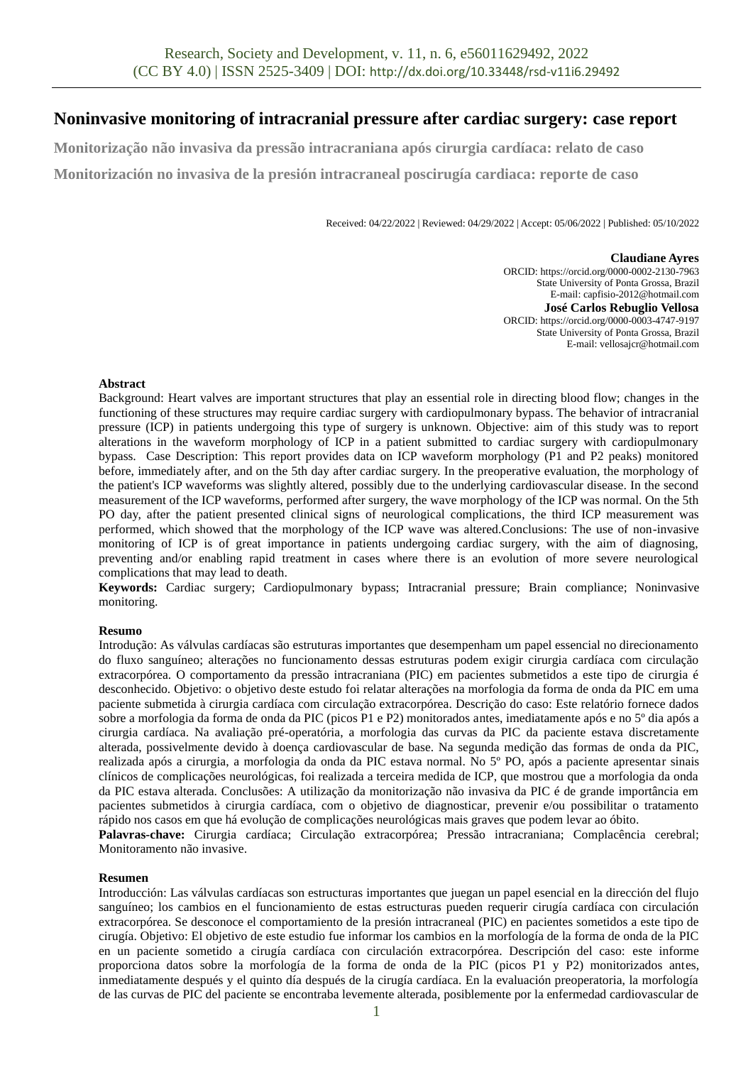# Noninvasive monitoring of intracranial pressure after cardiac surgery: case report

**Monitorização não invasiva da pressão intracraniana após cirurgia cardíaca: relato de caso**

**Monitorización no invasiva de la presión intracraneal poscirugía cardiaca: reporte de caso**

Received: 04/22/2022 | Reviewed: 04/29/2022 | Accept: 05/06/2022 | Published: 05/10/2022

**Claudiane Ayres**
ORCID: https://orcid.org/0000-0002-2130-7963
State University of Ponta Grossa, Brazil
E-mail: capfisio-2012@hotmail.com

**José Carlos Rebuglio Vellosa**
ORCID: https://orcid.org/0000-0003-4747-9197
State University of Ponta Grossa, Brazil
E-mail: vellosajcr@hotmail.com

**Abstract**

Background: Heart valves are important structures that play an essential role in directing blood flow; changes in the functioning of these structures may require cardiac surgery with cardiopulmonary bypass. The behavior of intracranial pressure (ICP) in patients undergoing this type of surgery is unknown. Objective: aim of this study was to report alterations in the waveform morphology of ICP in a patient submitted to cardiac surgery with cardiopulmonary bypass. Case Description: This report provides data on ICP waveform morphology (P1 and P2 peaks) monitored before, immediately after, and on the 5th day after cardiac surgery. In the preoperative evaluation, the morphology of the patient's ICP waveforms was slightly altered, possibly due to the underlying cardiovascular disease. In the second measurement of the ICP waveforms, performed after surgery, the wave morphology of the ICP was normal. On the 5th PO day, after the patient presented clinical signs of neurological complications, the third ICP measurement was performed, which showed that the morphology of the ICP wave was altered.Conclusions: The use of non-invasive monitoring of ICP is of great importance in patients undergoing cardiac surgery, with the aim of diagnosing, preventing and/or enabling rapid treatment in cases where there is an evolution of more severe neurological complications that may lead to death.

**Keywords:** Cardiac surgery; Cardiopulmonary bypass; Intracranial pressure; Brain compliance; Noninvasive monitoring.

**Resumo**

Introdução: As válvulas cardíacas são estruturas importantes que desempenham um papel essencial no direcionamento do fluxo sanguíneo; alterações no funcionamento dessas estruturas podem exigir cirurgia cardíaca com circulação extracorpórea. O comportamento da pressão intracraniana (PIC) em pacientes submetidos a este tipo de cirurgia é desconhecido. Objetivo: o objetivo deste estudo foi relatar alterações na morfologia da forma de onda da PIC em uma paciente submetida à cirurgia cardíaca com circulação extracorpórea. Descrição do caso: Este relatório fornece dados sobre a morfologia da forma de onda da PIC (picos P1 e P2) monitorados antes, imediatamente após e no 5º dia após a cirurgia cardíaca. Na avaliação pré-operatória, a morfologia das curvas da PIC da paciente estava discretamente alterada, possivelmente devido à doença cardiovascular de base. Na segunda medição das formas de onda da PIC, realizada após a cirurgia, a morfologia da onda da PIC estava normal. No 5º PO, após a paciente apresentar sinais clínicos de complicações neurológicas, foi realizada a terceira medida de ICP, que mostrou que a morfologia da onda da PIC estava alterada. Conclusões: A utilização da monitorização não invasiva da PIC é de grande importância em pacientes submetidos à cirurgia cardíaca, com o objetivo de diagnosticar, prevenir e/ou possibilitar o tratamento rápido nos casos em que há evolução de complicações neurológicas mais graves que podem levar ao óbito.

**Palavras-chave:** Cirurgia cardíaca; Circulação extracorpórea; Pressão intracraniana; Complacência cerebral; Monitoramento não invasive.

**Resumen**

Introducción: Las válvulas cardíacas son estructuras importantes que juegan un papel esencial en la dirección del flujo sanguíneo; los cambios en el funcionamiento de estas estructuras pueden requerir cirugía cardíaca con circulación extracorpórea. Se desconoce el comportamiento de la presión intracraneal (PIC) en pacientes sometidos a este tipo de cirugía. Objetivo: El objetivo de este estudio fue informar los cambios en la morfología de la forma de onda de la PIC en un paciente sometido a cirugía cardíaca con circulación extracorpórea. Descripción del caso: este informe proporciona datos sobre la morfología de la forma de onda de la PIC (picos P1 y P2) monitorizados antes, inmediatamente después y el quinto día después de la cirugía cardíaca. En la evaluación preoperatoria, la morfología de las curvas de PIC del paciente se encontraba levemente alterada, posiblemente por la enfermedad cardiovascular de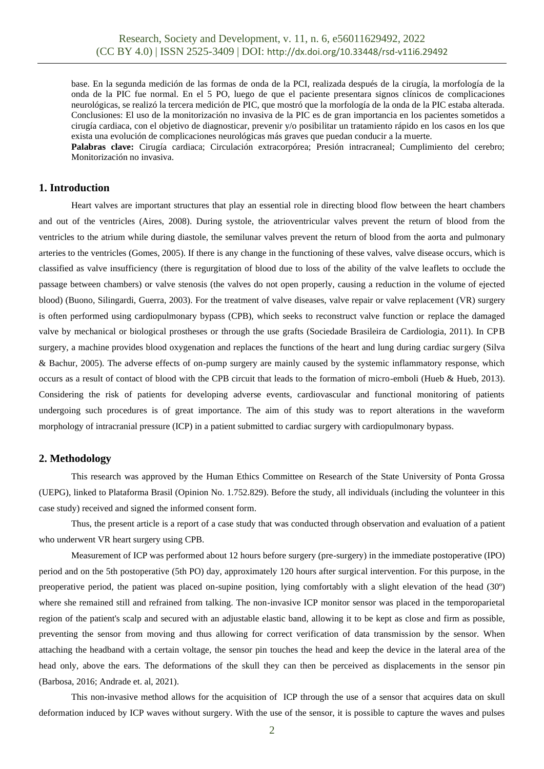base. En la segunda medición de las formas de onda de la PCI, realizada después de la cirugía, la morfología de la onda de la PIC fue normal. En el 5 PO, luego de que el paciente presentara signos clínicos de complicaciones neurológicas, se realizó la tercera medición de PIC, que mostró que la morfología de la onda de la PIC estaba alterada. Conclusiones: El uso de la monitorización no invasiva de la PIC es de gran importancia en los pacientes sometidos a cirugía cardiaca, con el objetivo de diagnosticar, prevenir y/o posibilitar un tratamiento rápido en los casos en los que exista una evolución de complicaciones neurológicas más graves que puedan conducir a la muerte.

**Palabras clave:** Cirugía cardiaca; Circulación extracorpórea; Presión intracraneal; Cumplimiento del cerebro; Monitorización no invasiva.

## 1. Introduction

Heart valves are important structures that play an essential role in directing blood flow between the heart chambers and out of the ventricles (Aires, 2008). During systole, the atrioventricular valves prevent the return of blood from the ventricles to the atrium while during diastole, the semilunar valves prevent the return of blood from the aorta and pulmonary arteries to the ventricles (Gomes, 2005). If there is any change in the functioning of these valves, valve disease occurs, which is classified as valve insufficiency (there is regurgitation of blood due to loss of the ability of the valve leaflets to occlude the passage between chambers) or valve stenosis (the valves do not open properly, causing a reduction in the volume of ejected blood) (Buono, Silingardi, Guerra, 2003). For the treatment of valve diseases, valve repair or valve replacement (VR) surgery is often performed using cardiopulmonary bypass (CPB), which seeks to reconstruct valve function or replace the damaged valve by mechanical or biological prostheses or through the use grafts (Sociedade Brasileira de Cardiologia, 2011). In CPB surgery, a machine provides blood oxygenation and replaces the functions of the heart and lung during cardiac surgery (Silva & Bachur, 2005). The adverse effects of on-pump surgery are mainly caused by the systemic inflammatory response, which occurs as a result of contact of blood with the CPB circuit that leads to the formation of micro-emboli (Hueb & Hueb, 2013). Considering the risk of patients for developing adverse events, cardiovascular and functional monitoring of patients undergoing such procedures is of great importance. The aim of this study was to report alterations in the waveform morphology of intracranial pressure (ICP) in a patient submitted to cardiac surgery with cardiopulmonary bypass.

## 2. Methodology

This research was approved by the Human Ethics Committee on Research of the State University of Ponta Grossa (UEPG), linked to Plataforma Brasil (Opinion No. 1.752.829). Before the study, all individuals (including the volunteer in this case study) received and signed the informed consent form.

Thus, the present article is a report of a case study that was conducted through observation and evaluation of a patient who underwent VR heart surgery using CPB.

Measurement of ICP was performed about 12 hours before surgery (pre-surgery) in the immediate postoperative (IPO) period and on the 5th postoperative (5th PO) day, approximately 120 hours after surgical intervention. For this purpose, in the preoperative period, the patient was placed on-supine position, lying comfortably with a slight elevation of the head (30º) where she remained still and refrained from talking. The non-invasive ICP monitor sensor was placed in the temporoparietal region of the patient's scalp and secured with an adjustable elastic band, allowing it to be kept as close and firm as possible, preventing the sensor from moving and thus allowing for correct verification of data transmission by the sensor. When attaching the headband with a certain voltage, the sensor pin touches the head and keep the device in the lateral area of the head only, above the ears. The deformations of the skull they can then be perceived as displacements in the sensor pin (Barbosa, 2016; Andrade et. al, 2021).

This non-invasive method allows for the acquisition of ICP through the use of a sensor that acquires data on skull deformation induced by ICP waves without surgery. With the use of the sensor, it is possible to capture the waves and pulses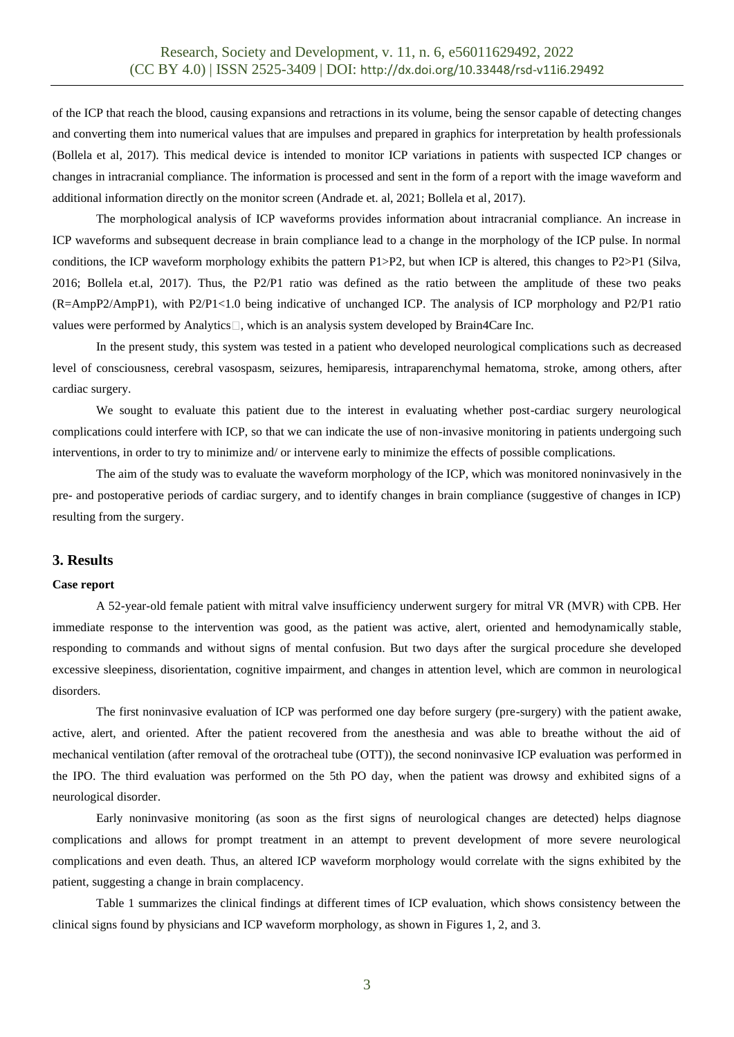of the ICP that reach the blood, causing expansions and retractions in its volume, being the sensor capable of detecting changes and converting them into numerical values that are impulses and prepared in graphics for interpretation by health professionals (Bollela et al, 2017). This medical device is intended to monitor ICP variations in patients with suspected ICP changes or changes in intracranial compliance. The information is processed and sent in the form of a report with the image waveform and additional information directly on the monitor screen (Andrade et. al, 2021; Bollela et al, 2017).

The morphological analysis of ICP waveforms provides information about intracranial compliance. An increase in ICP waveforms and subsequent decrease in brain compliance lead to a change in the morphology of the ICP pulse. In normal conditions, the ICP waveform morphology exhibits the pattern P1>P2, but when ICP is altered, this changes to P2>P1 (Silva, 2016; Bollela et.al, 2017). Thus, the P2/P1 ratio was defined as the ratio between the amplitude of these two peaks (R=AmpP2/AmpP1), with P2/P1<1.0 being indicative of unchanged ICP. The analysis of ICP morphology and P2/P1 ratio values were performed by Analytics□, which is an analysis system developed by Brain4Care Inc.

In the present study, this system was tested in a patient who developed neurological complications such as decreased level of consciousness, cerebral vasospasm, seizures, hemiparesis, intraparenchymal hematoma, stroke, among others, after cardiac surgery.

We sought to evaluate this patient due to the interest in evaluating whether post-cardiac surgery neurological complications could interfere with ICP, so that we can indicate the use of non-invasive monitoring in patients undergoing such interventions, in order to try to minimize and/ or intervene early to minimize the effects of possible complications.

The aim of the study was to evaluate the waveform morphology of the ICP, which was monitored noninvasively in the pre- and postoperative periods of cardiac surgery, and to identify changes in brain compliance (suggestive of changes in ICP) resulting from the surgery.

## 3. Results

**Case report**

A 52-year-old female patient with mitral valve insufficiency underwent surgery for mitral VR (MVR) with CPB. Her immediate response to the intervention was good, as the patient was active, alert, oriented and hemodynamically stable, responding to commands and without signs of mental confusion. But two days after the surgical procedure she developed excessive sleepiness, disorientation, cognitive impairment, and changes in attention level, which are common in neurological disorders.

The first noninvasive evaluation of ICP was performed one day before surgery (pre-surgery) with the patient awake, active, alert, and oriented. After the patient recovered from the anesthesia and was able to breathe without the aid of mechanical ventilation (after removal of the orotracheal tube (OTT)), the second noninvasive ICP evaluation was performed in the IPO. The third evaluation was performed on the 5th PO day, when the patient was drowsy and exhibited signs of a neurological disorder.

Early noninvasive monitoring (as soon as the first signs of neurological changes are detected) helps diagnose complications and allows for prompt treatment in an attempt to prevent development of more severe neurological complications and even death. Thus, an altered ICP waveform morphology would correlate with the signs exhibited by the patient, suggesting a change in brain complacency.

Table 1 summarizes the clinical findings at different times of ICP evaluation, which shows consistency between the clinical signs found by physicians and ICP waveform morphology, as shown in Figures 1, 2, and 3.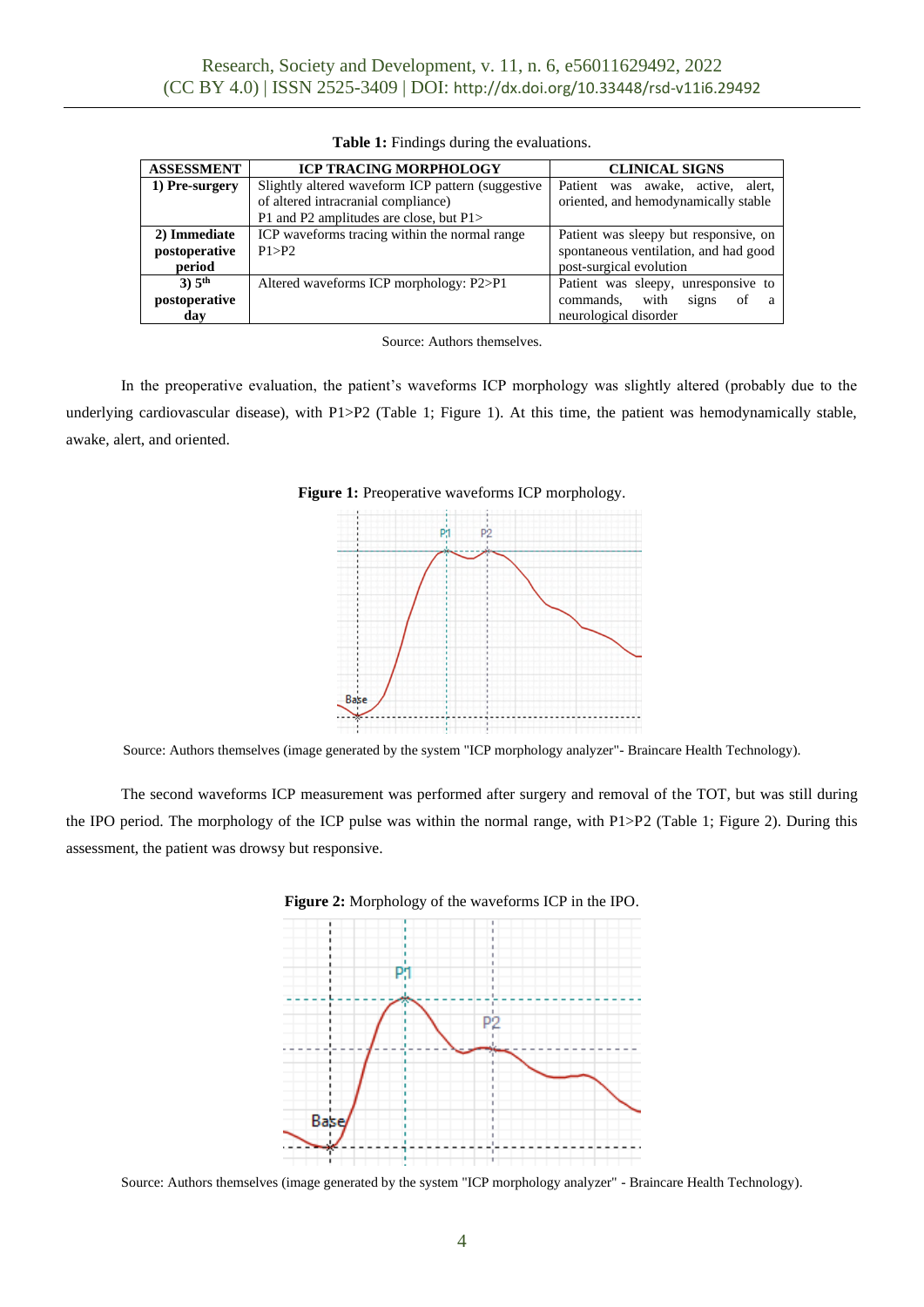**Table 1:** Findings during the evaluations.

| ASSESSMENT | ICP TRACING MORPHOLOGY | CLINICAL SIGNS |
|---|---|---|
| **1) Pre-surgery** | Slightly altered waveform ICP pattern (suggestive of altered intracranial compliance) P1 and P2 amplitudes are close, but P1> | Patient was awake, active, alert, oriented, and hemodynamically stable |
| **2) Immediate postoperative period** | ICP waveforms tracing within the normal range P1>P2 | Patient was sleepy but responsive, on spontaneous ventilation, and had good post-surgical evolution |
| **3) 5th postoperative day** | Altered waveforms ICP morphology: P2>P1 | Patient was sleepy, unresponsive to commands, with signs of a neurological disorder |

Source: Authors themselves.

In the preoperative evaluation, the patient's waveforms ICP morphology was slightly altered (probably due to the underlying cardiovascular disease), with P1>P2 (Table 1; Figure 1). At this time, the patient was hemodynamically stable, awake, alert, and oriented.

**Figure 1:** Preoperative waveforms ICP morphology.

Source: Authors themselves (image generated by the system "ICP morphology analyzer"- Braincare Health Technology).

The second waveforms ICP measurement was performed after surgery and removal of the TOT, but was still during the IPO period. The morphology of the ICP pulse was within the normal range, with P1>P2 (Table 1; Figure 2). During this assessment, the patient was drowsy but responsive.

**Figure 2:** Morphology of the waveforms ICP in the IPO.

Source: Authors themselves (image generated by the system "ICP morphology analyzer" - Braincare Health Technology).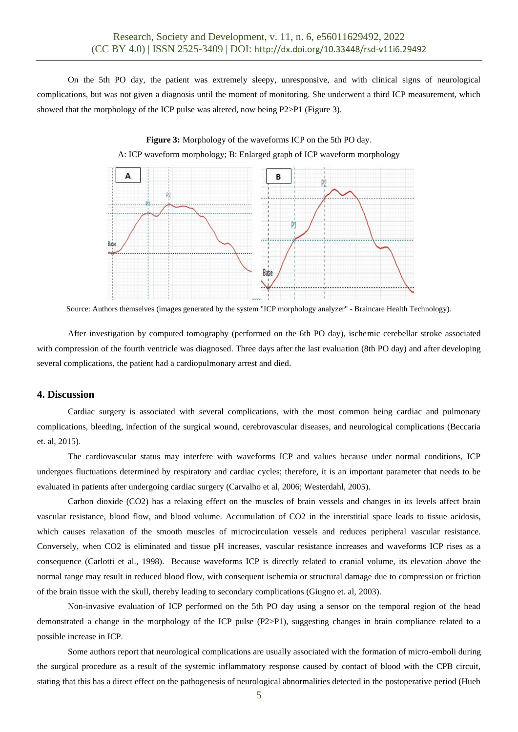On the 5th PO day, the patient was extremely sleepy, unresponsive, and with clinical signs of neurological complications, but was not given a diagnosis until the moment of monitoring. She underwent a third ICP measurement, which showed that the morphology of the ICP pulse was altered, now being P2>P1 (Figure 3).

**Figure 3:** Morphology of the waveforms ICP on the 5th PO day.

A: ICP waveform morphology; B: Enlarged graph of ICP waveform morphology

Source: Authors themselves (images generated by the system "ICP morphology analyzer" - Braincare Health Technology).

After investigation by computed tomography (performed on the 6th PO day), ischemic cerebellar stroke associated with compression of the fourth ventricle was diagnosed. Three days after the last evaluation (8th PO day) and after developing several complications, the patient had a cardiopulmonary arrest and died.

## 4. Discussion

Cardiac surgery is associated with several complications, with the most common being cardiac and pulmonary complications, bleeding, infection of the surgical wound, cerebrovascular diseases, and neurological complications (Beccaria et. al, 2015).

The cardiovascular status may interfere with waveforms ICP and values because under normal conditions, ICP undergoes fluctuations determined by respiratory and cardiac cycles; therefore, it is an important parameter that needs to be evaluated in patients after undergoing cardiac surgery (Carvalho et al, 2006; Westerdahl, 2005).

Carbon dioxide ($CO_2$) has a relaxing effect on the muscles of brain vessels and changes in its levels affect brain vascular resistance, blood flow, and blood volume. Accumulation of $CO_2$ in the interstitial space leads to tissue acidosis, which causes relaxation of the smooth muscles of microcirculation vessels and reduces peripheral vascular resistance. Conversely, when $CO_2$ is eliminated and tissue pH increases, vascular resistance increases and waveforms ICP rises as a consequence (Carlotti et al., 1998). Because waveforms ICP is directly related to cranial volume, its elevation above the normal range may result in reduced blood flow, with consequent ischemia or structural damage due to compression or friction of the brain tissue with the skull, thereby leading to secondary complications (Giugno et. al, 2003).

Non-invasive evaluation of ICP performed on the 5th PO day using a sensor on the temporal region of the head demonstrated a change in the morphology of the ICP pulse (P2>P1), suggesting changes in brain compliance related to a possible increase in ICP.

Some authors report that neurological complications are usually associated with the formation of micro-emboli during the surgical procedure as a result of the systemic inflammatory response caused by contact of blood with the CPB circuit, stating that this has a direct effect on the pathogenesis of neurological abnormalities detected in the postoperative period (Hueb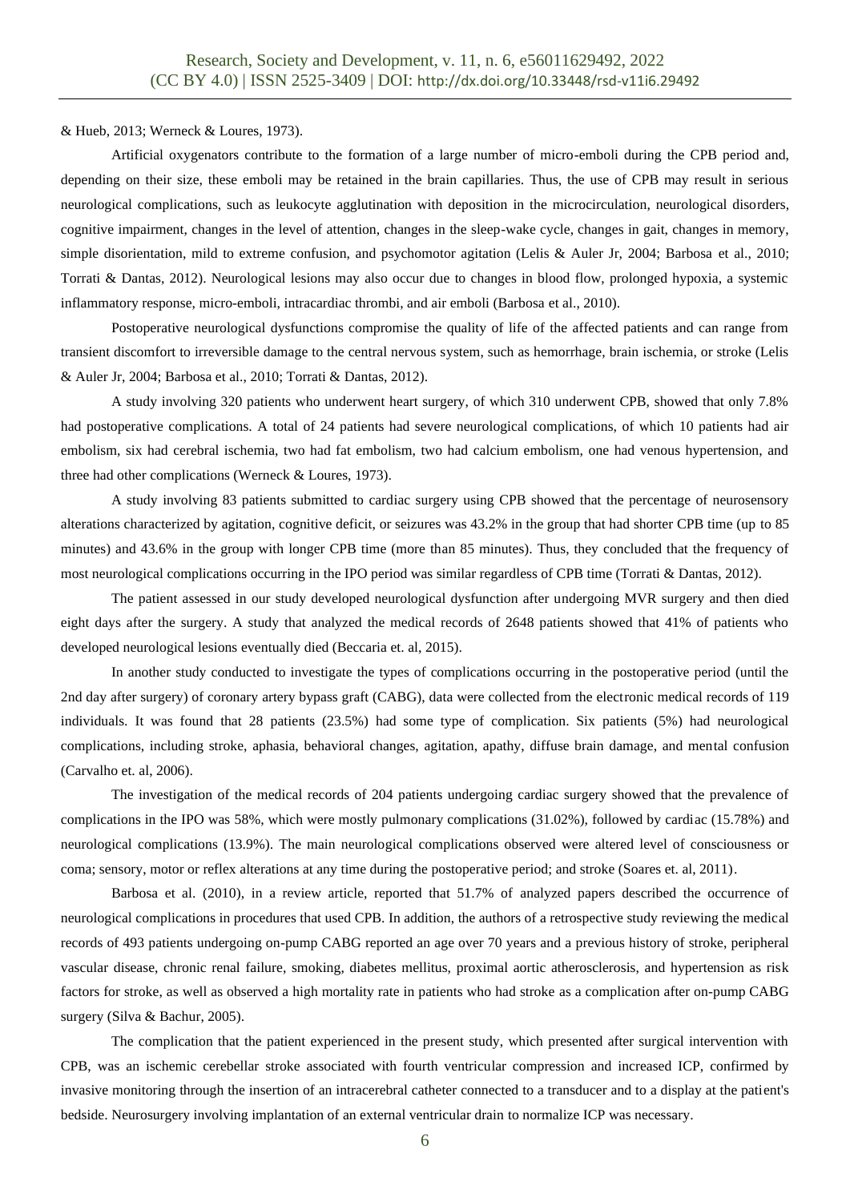& Hueb, 2013; Werneck & Loures, 1973).

Artificial oxygenators contribute to the formation of a large number of micro-emboli during the CPB period and, depending on their size, these emboli may be retained in the brain capillaries. Thus, the use of CPB may result in serious neurological complications, such as leukocyte agglutination with deposition in the microcirculation, neurological disorders, cognitive impairment, changes in the level of attention, changes in the sleep-wake cycle, changes in gait, changes in memory, simple disorientation, mild to extreme confusion, and psychomotor agitation (Lelis & Auler Jr, 2004; Barbosa et al., 2010; Torrati & Dantas, 2012). Neurological lesions may also occur due to changes in blood flow, prolonged hypoxia, a systemic inflammatory response, micro-emboli, intracardiac thrombi, and air emboli (Barbosa et al., 2010).

Postoperative neurological dysfunctions compromise the quality of life of the affected patients and can range from transient discomfort to irreversible damage to the central nervous system, such as hemorrhage, brain ischemia, or stroke (Lelis & Auler Jr, 2004; Barbosa et al., 2010; Torrati & Dantas, 2012).

A study involving 320 patients who underwent heart surgery, of which 310 underwent CPB, showed that only 7.8% had postoperative complications. A total of 24 patients had severe neurological complications, of which 10 patients had air embolism, six had cerebral ischemia, two had fat embolism, two had calcium embolism, one had venous hypertension, and three had other complications (Werneck & Loures, 1973).

A study involving 83 patients submitted to cardiac surgery using CPB showed that the percentage of neurosensory alterations characterized by agitation, cognitive deficit, or seizures was 43.2% in the group that had shorter CPB time (up to 85 minutes) and 43.6% in the group with longer CPB time (more than 85 minutes). Thus, they concluded that the frequency of most neurological complications occurring in the IPO period was similar regardless of CPB time (Torrati & Dantas, 2012).

The patient assessed in our study developed neurological dysfunction after undergoing MVR surgery and then died eight days after the surgery. A study that analyzed the medical records of 2648 patients showed that 41% of patients who developed neurological lesions eventually died (Beccaria et. al, 2015).

In another study conducted to investigate the types of complications occurring in the postoperative period (until the 2nd day after surgery) of coronary artery bypass graft (CABG), data were collected from the electronic medical records of 119 individuals. It was found that 28 patients (23.5%) had some type of complication. Six patients (5%) had neurological complications, including stroke, aphasia, behavioral changes, agitation, apathy, diffuse brain damage, and mental confusion (Carvalho et. al, 2006).

The investigation of the medical records of 204 patients undergoing cardiac surgery showed that the prevalence of complications in the IPO was 58%, which were mostly pulmonary complications (31.02%), followed by cardiac (15.78%) and neurological complications (13.9%). The main neurological complications observed were altered level of consciousness or coma; sensory, motor or reflex alterations at any time during the postoperative period; and stroke (Soares et. al, 2011).

Barbosa et al. (2010), in a review article, reported that 51.7% of analyzed papers described the occurrence of neurological complications in procedures that used CPB. In addition, the authors of a retrospective study reviewing the medical records of 493 patients undergoing on-pump CABG reported an age over 70 years and a previous history of stroke, peripheral vascular disease, chronic renal failure, smoking, diabetes mellitus, proximal aortic atherosclerosis, and hypertension as risk factors for stroke, as well as observed a high mortality rate in patients who had stroke as a complication after on-pump CABG surgery (Silva & Bachur, 2005).

The complication that the patient experienced in the present study, which presented after surgical intervention with CPB, was an ischemic cerebellar stroke associated with fourth ventricular compression and increased ICP, confirmed by invasive monitoring through the insertion of an intracerebral catheter connected to a transducer and to a display at the patient's bedside. Neurosurgery involving implantation of an external ventricular drain to normalize ICP was necessary.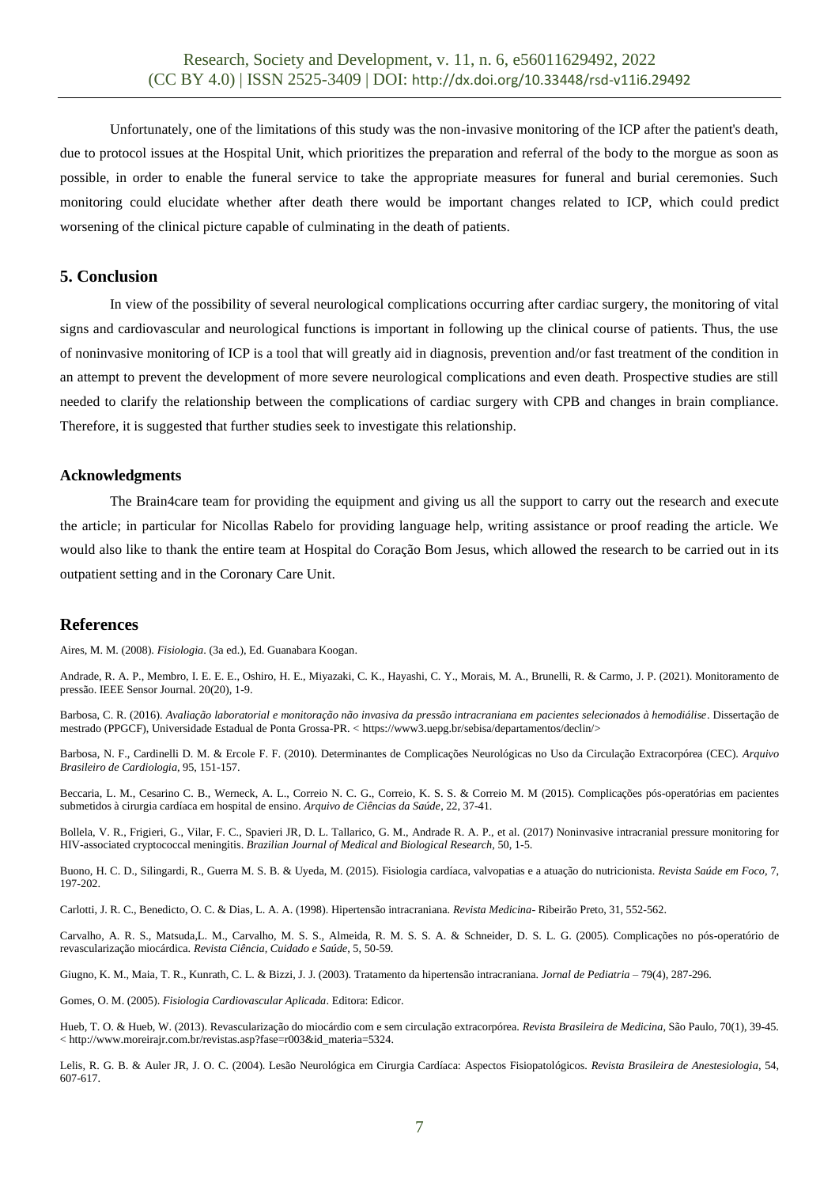Unfortunately, one of the limitations of this study was the non-invasive monitoring of the ICP after the patient's death, due to protocol issues at the Hospital Unit, which prioritizes the preparation and referral of the body to the morgue as soon as possible, in order to enable the funeral service to take the appropriate measures for funeral and burial ceremonies. Such monitoring could elucidate whether after death there would be important changes related to ICP, which could predict worsening of the clinical picture capable of culminating in the death of patients.

## 5. Conclusion

In view of the possibility of several neurological complications occurring after cardiac surgery, the monitoring of vital signs and cardiovascular and neurological functions is important in following up the clinical course of patients. Thus, the use of noninvasive monitoring of ICP is a tool that will greatly aid in diagnosis, prevention and/or fast treatment of the condition in an attempt to prevent the development of more severe neurological complications and even death. Prospective studies are still needed to clarify the relationship between the complications of cardiac surgery with CPB and changes in brain compliance. Therefore, it is suggested that further studies seek to investigate this relationship.

### Acknowledgments

The Brain4care team for providing the equipment and giving us all the support to carry out the research and execute the article; in particular for Nicollas Rabelo for providing language help, writing assistance or proof reading the article. We would also like to thank the entire team at Hospital do Coração Bom Jesus, which allowed the research to be carried out in its outpatient setting and in the Coronary Care Unit.

## References

Aires, M. M. (2008). *Fisiologia*. (3a ed.), Ed. Guanabara Koogan.

Andrade, R. A. P., Membro, I. E. E. E., Oshiro, H. E., Miyazaki, C. K., Hayashi, C. Y., Morais, M. A., Brunelli, R. & Carmo, J. P. (2021). Monitoramento de pressão. IEEE Sensor Journal. 20(20), 1-9.

Barbosa, C. R. (2016). *Avaliação laboratorial e monitoração não invasiva da pressão intracraniana em pacientes selecionados à hemodiálise*. Dissertação de mestrado (PPGCF), Universidade Estadual de Ponta Grossa-PR. < https://www3.uepg.br/sebisa/departamentos/declin/>

Barbosa, N. F., Cardinelli D. M. & Ercole F. F. (2010). Determinantes de Complicações Neurológicas no Uso da Circulação Extracorpórea (CEC). *Arquivo Brasileiro de Cardiologia*, 95, 151-157.

Beccaria, L. M., Cesarino C. B., Werneck, A. L., Correio N. C. G., Correio, K. S. S. & Correio M. M (2015). Complicações pós-operatórias em pacientes submetidos à cirurgia cardíaca em hospital de ensino. *Arquivo de Ciências da Saúde*, 22, 37-41.

Bollela, V. R., Frigieri, G., Vilar, F. C., Spavieri JR, D. L. Tallarico, G. M., Andrade R. A. P., et al. (2017) Noninvasive intracranial pressure monitoring for HIV-associated cryptococcal meningitis. *Brazilian Journal of Medical and Biological Research*, 50, 1-5.

Buono, H. C. D., Silingardi, R., Guerra M. S. B. & Uyeda, M. (2015). Fisiologia cardíaca, valvopatias e a atuação do nutricionista. *Revista Saúde em Foco*, 7, 197-202.

Carlotti, J. R. C., Benedicto, O. C. & Dias, L. A. A. (1998). Hipertensão intracraniana. *Revista Medicina*- Ribeirão Preto, 31, 552-562.

Carvalho, A. R. S., Matsuda,L. M., Carvalho, M. S. S., Almeida, R. M. S. S. A. & Schneider, D. S. L. G. (2005). Complicações no pós-operatório de revascularização miocárdica. *Revista Ciência, Cuidado e Saúde*, 5, 50-59.

Giugno, K. M., Maia, T. R., Kunrath, C. L. & Bizzi, J. J. (2003). Tratamento da hipertensão intracraniana. *Jornal de Pediatria* – 79(4), 287-296.

Gomes, O. M. (2005). *Fisiologia Cardiovascular Aplicada*. Editora: Edicor.

Hueb, T. O. & Hueb, W. (2013). Revascularização do miocárdio com e sem circulação extracorpórea. *Revista Brasileira de Medicina*, São Paulo, 70(1), 39-45. < http://www.moreirajr.com.br/revistas.asp?fase=r003&id_materia=5324.

Lelis, R. G. B. & Auler JR, J. O. C. (2004). Lesão Neurológica em Cirurgia Cardíaca: Aspectos Fisiopatológicos. *Revista Brasileira de Anestesiologia*, 54, 607-617.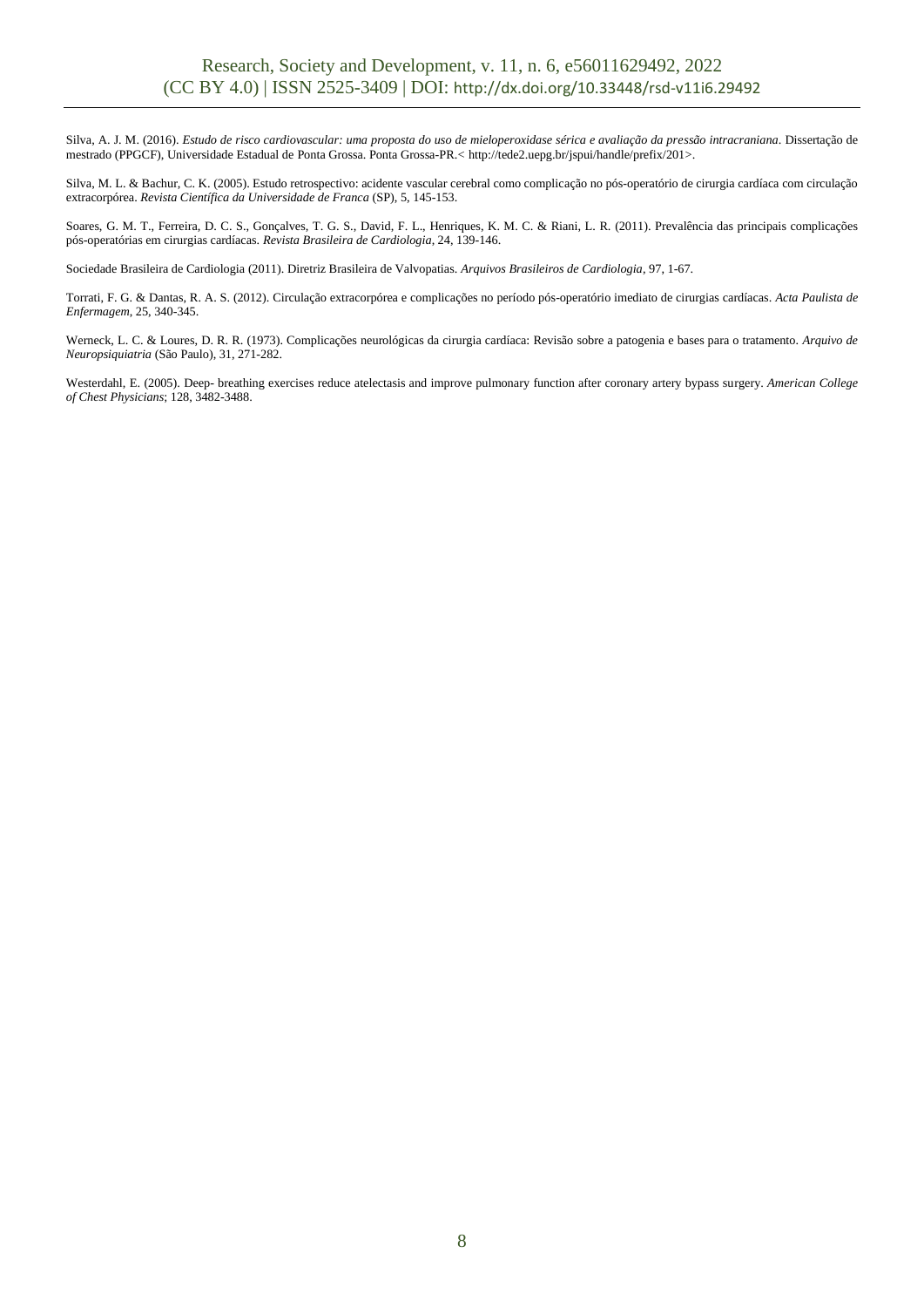Silva, A. J. M. (2016). *Estudo de risco cardiovascular: uma proposta do uso de mieloperoxidase sérica e avaliação da pressão intracraniana*. Dissertação de mestrado (PPGCF), Universidade Estadual de Ponta Grossa. Ponta Grossa-PR.< http://tede2.uepg.br/jspui/handle/prefix/201>.

Silva, M. L. & Bachur, C. K. (2005). Estudo retrospectivo: acidente vascular cerebral como complicação no pós-operatório de cirurgia cardíaca com circulação extracorpórea. *Revista Científica da Universidade de Franca* (SP), 5, 145-153.

Soares, G. M. T., Ferreira, D. C. S., Gonçalves, T. G. S., David, F. L., Henriques, K. M. C. & Riani, L. R. (2011). Prevalência das principais complicações pós-operatórias em cirurgias cardíacas. *Revista Brasileira de Cardiologia*, 24, 139-146.

Sociedade Brasileira de Cardiologia (2011). Diretriz Brasileira de Valvopatias. *Arquivos Brasileiros de Cardiologia*, 97, 1-67.

Torrati, F. G. & Dantas, R. A. S. (2012). Circulação extracorpórea e complicações no período pós-operatório imediato de cirurgias cardíacas. *Acta Paulista de Enfermagem*, 25, 340-345.

Werneck, L. C. & Loures, D. R. R. (1973). Complicações neurológicas da cirurgia cardíaca: Revisão sobre a patogenia e bases para o tratamento. *Arquivo de Neuropsiquiatria* (São Paulo), 31, 271-282.

Westerdahl, E. (2005). Deep- breathing exercises reduce atelectasis and improve pulmonary function after coronary artery bypass surgery. *American College of Chest Physicians*; 128, 3482-3488.